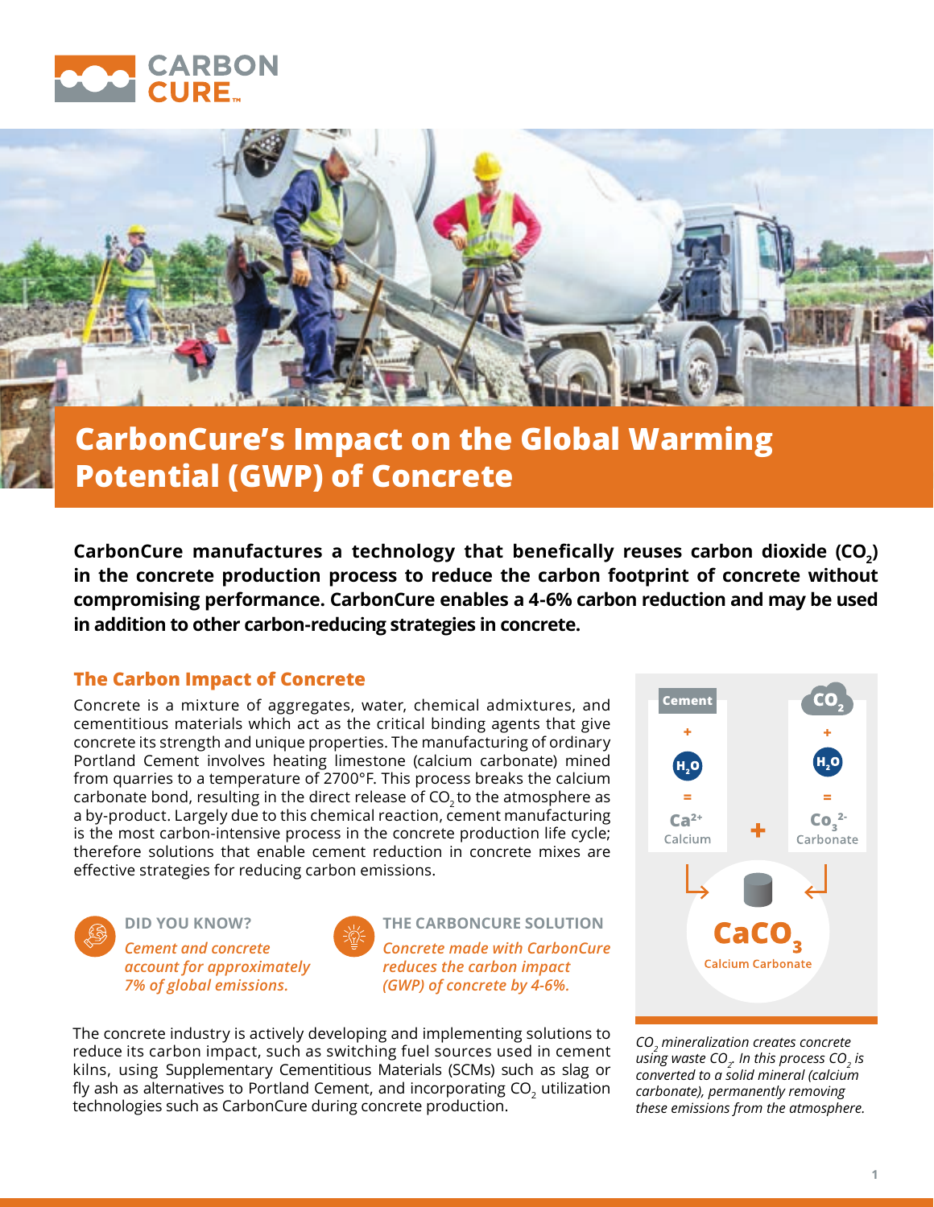# CarbonCure's Impact on the Global Warming Potential (GWP) of Concrete

**CarbonCure manufactures a technology that beneficially reuses carbon dioxide ($CO_2$) in the concrete production process to reduce the carbon footprint of concrete without compromising performance. CarbonCure enables a 4-6% carbon reduction and may be used in addition to other carbon-reducing strategies in concrete.**

## The Carbon Impact of Concrete

Concrete is a mixture of aggregates, water, chemical admixtures, and cementitious materials which act as the critical binding agents that give concrete its strength and unique properties. The manufacturing of ordinary Portland Cement involves heating limestone (calcium carbonate) mined from quarries to a temperature of 2700°F. This process breaks the calcium carbonate bond, resulting in the direct release of $CO_2$ to the atmosphere as a by-product. Largely due to this chemical reaction, cement manufacturing is the most carbon-intensive process in the concrete production life cycle; therefore solutions that enable cement reduction in concrete mixes are effective strategies for reducing carbon emissions.

**DID YOU KNOW?**

*Cement and concrete account for approximately 7% of global emissions.*

**THE CARBONCURE SOLUTION**

*Concrete made with CarbonCure reduces the carbon impact (GWP) of concrete by 4-6%.*

The concrete industry is actively developing and implementing solutions to reduce its carbon impact, such as switching fuel sources used in cement kilns, using Supplementary Cementitious Materials (SCMs) such as slag or fly ash as alternatives to Portland Cement, and incorporating $CO_2$ utilization technologies such as CarbonCure during concrete production.

Cement + $H_2O$ = $Ca^{2+}$ (Calcium) + $CO_2$ + $H_2O$ = $CO_3^{2-}$ (Carbonate) → $CaCO_3$ (Calcium Carbonate)

*$CO_2$ mineralization creates concrete using waste $CO_2$. In this process $CO_2$ is converted to a solid mineral (calcium carbonate), permanently removing these emissions from the atmosphere.*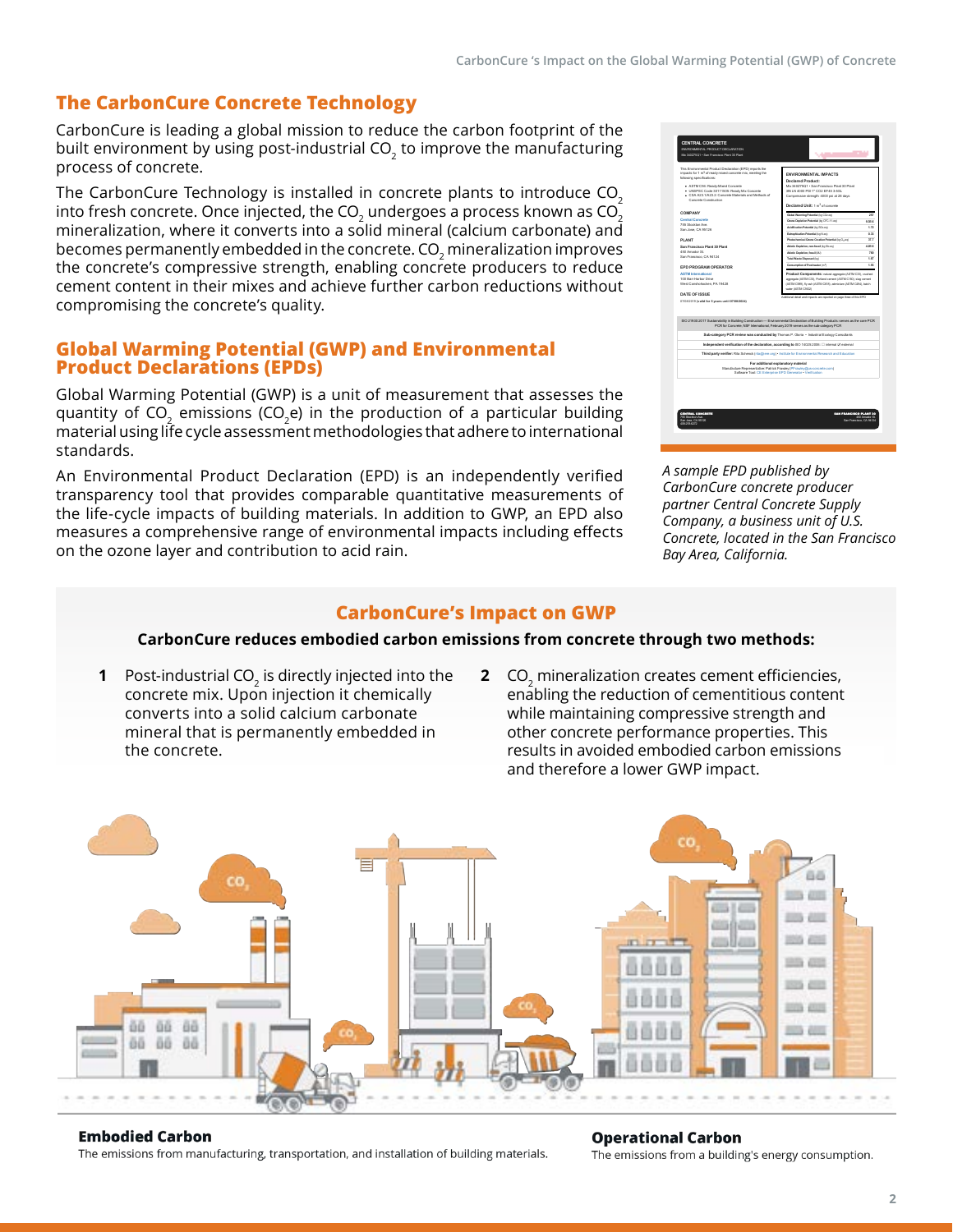## The CarbonCure Concrete Technology

CarbonCure is leading a global mission to reduce the carbon footprint of the built environment by using post-industrial $CO_2$ to improve the manufacturing process of concrete.

The CarbonCure Technology is installed in concrete plants to introduce $CO_2$ into fresh concrete. Once injected, the $CO_2$ undergoes a process known as $CO_2$ mineralization, where it converts into a solid mineral (calcium carbonate) and becomes permanently embedded in the concrete. $CO_2$ mineralization improves the concrete's compressive strength, enabling concrete producers to reduce cement content in their mixes and achieve further carbon reductions without compromising the concrete's quality.

## Global Warming Potential (GWP) and Environmental Product Declarations (EPDs)

Global Warming Potential (GWP) is a unit of measurement that assesses the quantity of $CO_2$ emissions ($CO_2e$) in the production of a particular building material using life cycle assessment methodologies that adhere to international standards.

An Environmental Product Declaration (EPD) is an independently verified transparency tool that provides comparable quantitative measurements of the life-cycle impacts of building materials. In addition to GWP, an EPD also measures a comprehensive range of environmental impacts including effects on the ozone layer and contribution to acid rain.

*A sample EPD published by CarbonCure concrete producer partner Central Concrete Supply Company, a business unit of U.S. Concrete, located in the San Francisco Bay Area, California.*

## CarbonCure's Impact on GWP

**CarbonCure reduces embodied carbon emissions from concrete through two methods:**

1. Post-industrial $CO_2$ is directly injected into the concrete mix. Upon injection it chemically converts into a solid calcium carbonate mineral that is permanently embedded in the concrete.
2. $CO_2$ mineralization creates cement efficiencies, enabling the reduction of cementitious content while maintaining compressive strength and other concrete performance properties. This results in avoided embodied carbon emissions and therefore a lower GWP impact.

**Embodied Carbon**
The emissions from manufacturing, transportation, and installation of building materials.

**Operational Carbon**
The emissions from a building's energy consumption.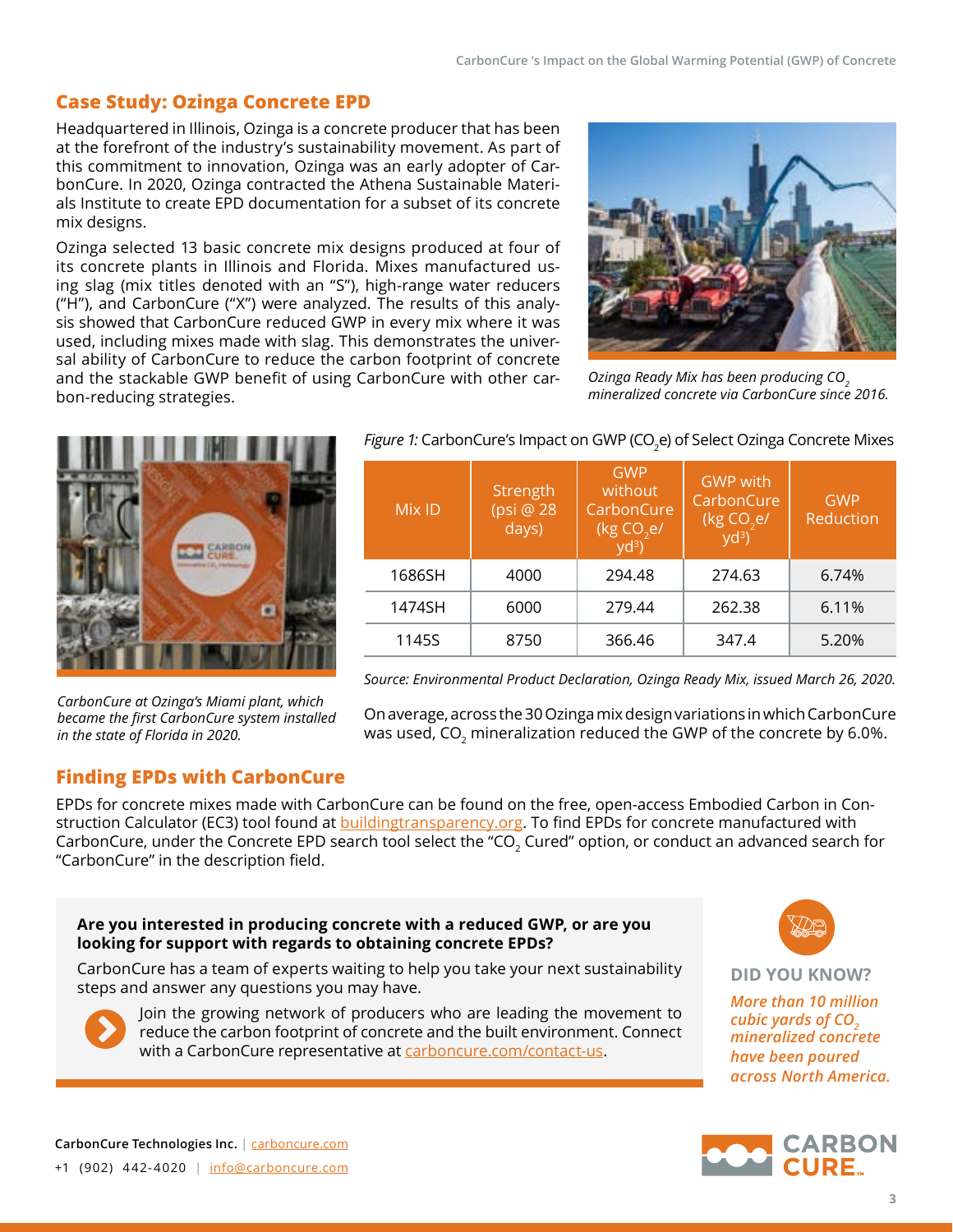## Case Study: Ozinga Concrete EPD

Headquartered in Illinois, Ozinga is a concrete producer that has been at the forefront of the industry's sustainability movement. As part of this commitment to innovation, Ozinga was an early adopter of CarbonCure. In 2020, Ozinga contracted the Athena Sustainable Materials Institute to create EPD documentation for a subset of its concrete mix designs.

Ozinga selected 13 basic concrete mix designs produced at four of its concrete plants in Illinois and Florida. Mixes manufactured using slag (mix titles denoted with an "S"), high-range water reducers ("H"), and CarbonCure ("X") were analyzed. The results of this analysis showed that CarbonCure reduced GWP in every mix where it was used, including mixes made with slag. This demonstrates the universal ability of CarbonCure to reduce the carbon footprint of concrete and the stackable GWP benefit of using CarbonCure with other carbon-reducing strategies.

*Ozinga Ready Mix has been producing $CO_2$ mineralized concrete via CarbonCure since 2016.*

*CarbonCure at Ozinga's Miami plant, which became the first CarbonCure system installed in the state of Florida in 2020.*

*Figure 1:* CarbonCure's Impact on GWP ($CO_2e$) of Select Ozinga Concrete Mixes

| Mix ID | Strength (psi @ 28 days) | GWP without CarbonCure (kg $CO_2e/yd^3$) | GWP with CarbonCure (kg $CO_2e/yd^3$) | GWP Reduction |
|---|---|---|---|---|
| 1686SH | 4000 | 294.48 | 274.63 | 6.74% |
| 1474SH | 6000 | 279.44 | 262.38 | 6.11% |
| 1145S | 8750 | 366.46 | 347.4 | 5.20% |

*Source: Environmental Product Declaration, Ozinga Ready Mix, issued March 26, 2020.*

On average, across the 30 Ozinga mix design variations in which CarbonCure was used, $CO_2$ mineralization reduced the GWP of the concrete by 6.0%.

## Finding EPDs with CarbonCure

EPDs for concrete mixes made with CarbonCure can be found on the free, open-access Embodied Carbon in Construction Calculator (EC3) tool found at buildingtransparency.org. To find EPDs for concrete manufactured with CarbonCure, under the Concrete EPD search tool select the "$CO_2$ Cured" option, or conduct an advanced search for "CarbonCure" in the description field.

**Are you interested in producing concrete with a reduced GWP, or are you looking for support with regards to obtaining concrete EPDs?**

CarbonCure has a team of experts waiting to help you take your next sustainability steps and answer any questions you may have.

Join the growing network of producers who are leading the movement to reduce the carbon footprint of concrete and the built environment. Connect with a CarbonCure representative at carboncure.com/contact-us.

**DID YOU KNOW?**

***More than 10 million cubic yards of $CO_2$ mineralized concrete have been poured across North America.***

**CarbonCure Technologies Inc.** | carboncure.com

+1 (902) 442-4020 | info@carboncure.com